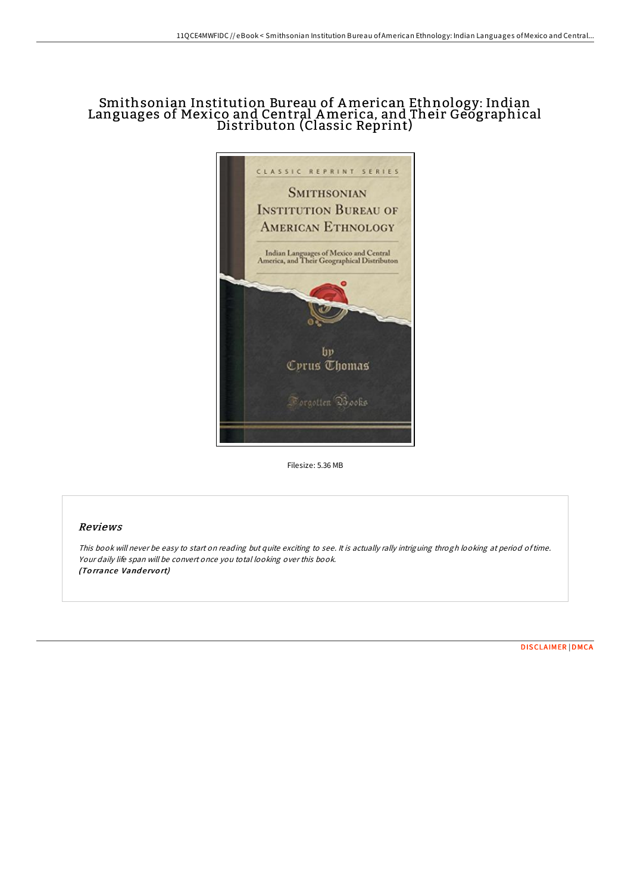# Smithsonian Institution Bureau of American Ethnology: Indian Languages of Mexico and Central America, and Their Geographical Distributon (Classic Reprint)

Filesize: 5.36 MB

## Reviews

*This book will never be easy to start on reading but quite exciting to see. It is actually rally intriguing throgh looking at period of time. Your daily life span will be convert once you total looking over this book.*
*(Torrance Vandervort)*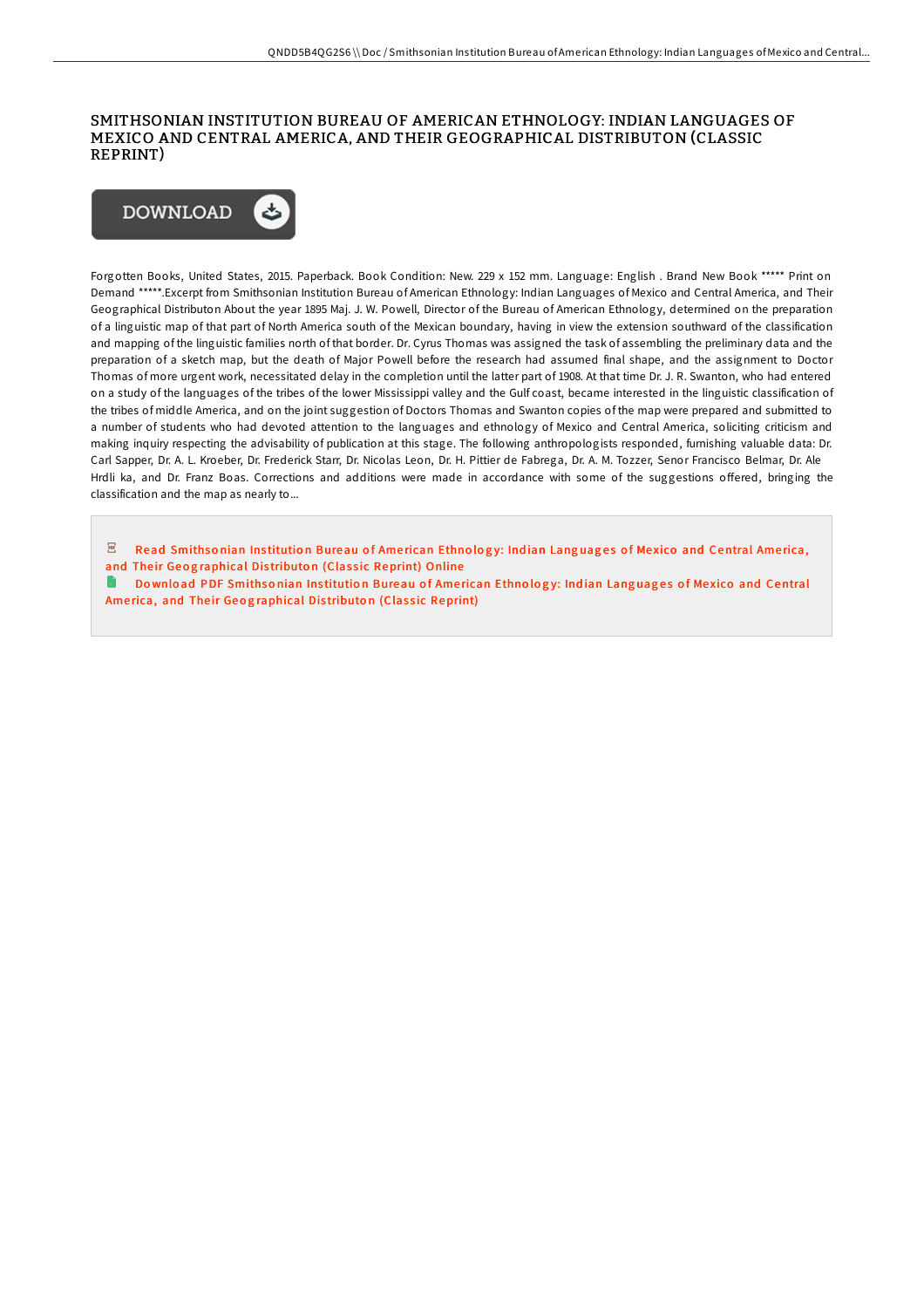# SMITHSONIAN INSTITUTION BUREAU OF AMERICAN ETHNOLOGY: INDIAN LANGUAGES OF MEXICO AND CENTRAL AMERICA, AND THEIR GEOGRAPHICAL DISTRIBUTON (CLASSIC REPRINT)

DOWNLOAD

Forgotten Books, United States, 2015. Paperback. Book Condition: New. 229 x 152 mm. Language: English . Brand New Book ***** Print on Demand *****.Excerpt from Smithsonian Institution Bureau of American Ethnology: Indian Languages of Mexico and Central America, and Their Geographical Distributon About the year 1895 Maj. J. W. Powell, Director of the Bureau of American Ethnology, determined on the preparation of a linguistic map of that part of North America south of the Mexican boundary, having in view the extension southward of the classification and mapping of the linguistic families north of that border. Dr. Cyrus Thomas was assigned the task of assembling the preliminary data and the preparation of a sketch map, but the death of Major Powell before the research had assumed final shape, and the assignment to Doctor Thomas of more urgent work, necessitated delay in the completion until the latter part of 1908. At that time Dr. J. R. Swanton, who had entered on a study of the languages of the tribes of the lower Mississippi valley and the Gulf coast, became interested in the linguistic classification of the tribes of middle America, and on the joint suggestion of Doctors Thomas and Swanton copies of the map were prepared and submitted to a number of students who had devoted attention to the languages and ethnology of Mexico and Central America, soliciting criticism and making inquiry respecting the advisability of publication at this stage. The following anthropologists responded, furnishing valuable data: Dr. Carl Sapper, Dr. A. L. Kroeber, Dr. Frederick Starr, Dr. Nicolas Leon, Dr. H. Pittier de Fabrega, Dr. A. M. Tozzer, Senor Francisco Belmar, Dr. Ale Hrdli ka, and Dr. Franz Boas. Corrections and additions were made in accordance with some of the suggestions offered, bringing the classification and the map as nearly to...

Read Smithsonian Institution Bureau of American Ethnology: Indian Languages of Mexico and Central America, and Their Geographical Distributon (Classic Reprint) Online

Download PDF Smithsonian Institution Bureau of American Ethnology: Indian Languages of Mexico and Central America, and Their Geographical Distributon (Classic Reprint)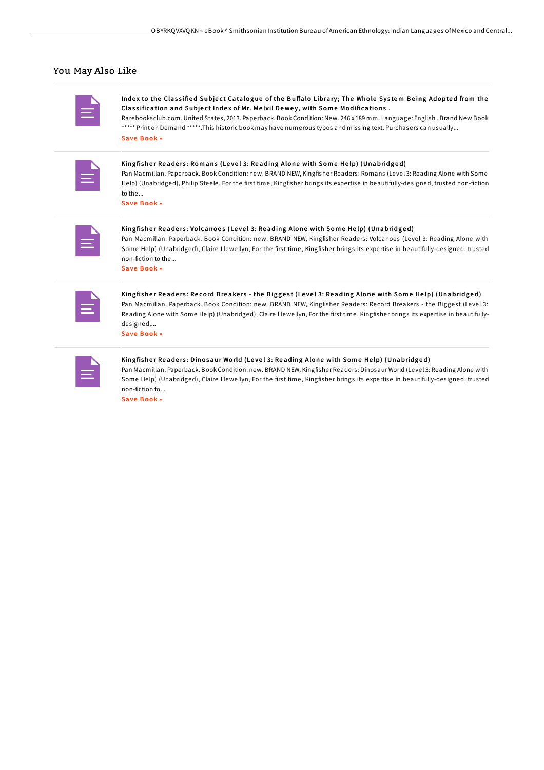## You May Also Like

**Index to the Classified Subject Catalogue of the Buffalo Library; The Whole System Being Adopted from the Classification and Subject Index of Mr. Melvil Dewey, with Some Modifications .**

Rarebooksclub.com, United States, 2013. Paperback. Book Condition: New. 246 x 189 mm. Language: English . Brand New Book ***** Print on Demand *****.This historic book may have numerous typos and missing text. Purchasers can usually...

Save Book »

**Kingfisher Readers: Romans (Level 3: Reading Alone with Some Help) (Unabridged)**

Pan Macmillan. Paperback. Book Condition: new. BRAND NEW, Kingfisher Readers: Romans (Level 3: Reading Alone with Some Help) (Unabridged), Philip Steele, For the first time, Kingfisher brings its expertise in beautifully-designed, trusted non-fiction to the...

Save Book »

**Kingfisher Readers: Volcanoes (Level 3: Reading Alone with Some Help) (Unabridged)**

Pan Macmillan. Paperback. Book Condition: new. BRAND NEW, Kingfisher Readers: Volcanoes (Level 3: Reading Alone with Some Help) (Unabridged), Claire Llewellyn, For the first time, Kingfisher brings its expertise in beautifully-designed, trusted non-fiction to the...

Save Book »

**Kingfisher Readers: Record Breakers - the Biggest (Level 3: Reading Alone with Some Help) (Unabridged)**

Pan Macmillan. Paperback. Book Condition: new. BRAND NEW, Kingfisher Readers: Record Breakers - the Biggest (Level 3: Reading Alone with Some Help) (Unabridged), Claire Llewellyn, For the first time, Kingfisher brings its expertise in beautifully-designed,...

Save Book »

**Kingfisher Readers: Dinosaur World (Level 3: Reading Alone with Some Help) (Unabridged)**

Pan Macmillan. Paperback. Book Condition: new. BRAND NEW, Kingfisher Readers: Dinosaur World (Level 3: Reading Alone with Some Help) (Unabridged), Claire Llewellyn, For the first time, Kingfisher brings its expertise in beautifully-designed, trusted non-fiction to...

Save Book »